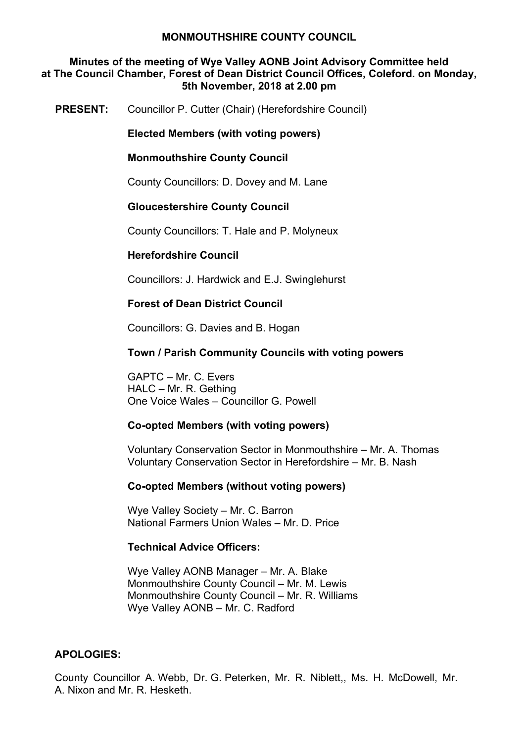# MONMOUTHSHIRE COUNTY COUNCIL

## Minutes of the meeting of Wye Valley AONB Joint Advisory Committee held at The Council Chamber, Forest of Dean District Council Offices, Coleford. on Monday, 5th November, 2018 at 2.00 pm

**PRESENT:** Councillor P. Cutter (Chair) (Herefordshire Council)

**Elected Members (with voting powers)**

**Monmouthshire County Council**

County Councillors: D. Dovey and M. Lane

**Gloucestershire County Council**

County Councillors: T. Hale and P. Molyneux

**Herefordshire Council**

Councillors: J. Hardwick and E.J. Swinglehurst

**Forest of Dean District Council**

Councillors: G. Davies and B. Hogan

**Town / Parish Community Councils with voting powers**

GAPTC – Mr. C. Evers
HALC – Mr. R. Gething
One Voice Wales – Councillor G. Powell

**Co-opted Members (with voting powers)**

Voluntary Conservation Sector in Monmouthshire – Mr. A. Thomas
Voluntary Conservation Sector in Herefordshire – Mr. B. Nash

**Co-opted Members (without voting powers)**

Wye Valley Society – Mr. C. Barron
National Farmers Union Wales – Mr. D. Price

**Technical Advice Officers:**

Wye Valley AONB Manager – Mr. A. Blake
Monmouthshire County Council – Mr. M. Lewis
Monmouthshire County Council – Mr. R. Williams
Wye Valley AONB – Mr. C. Radford

**APOLOGIES:**

County Councillor A. Webb, Dr. G. Peterken, Mr. R. Niblett,, Ms. H. McDowell, Mr. A. Nixon and Mr. R. Hesketh.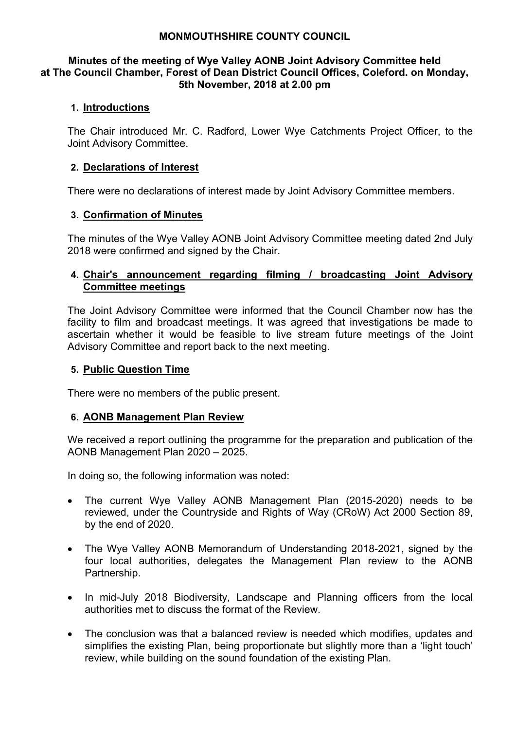**MONMOUTHSHIRE COUNTY COUNCIL**

**Minutes of the meeting of Wye Valley AONB Joint Advisory Committee held at The Council Chamber, Forest of Dean District Council Offices, Coleford. on Monday, 5th November, 2018 at 2.00 pm**

## 1. Introductions

The Chair introduced Mr. C. Radford, Lower Wye Catchments Project Officer, to the Joint Advisory Committee.

## 2. Declarations of Interest

There were no declarations of interest made by Joint Advisory Committee members.

## 3. Confirmation of Minutes

The minutes of the Wye Valley AONB Joint Advisory Committee meeting dated 2nd July 2018 were confirmed and signed by the Chair.

## 4. Chair's announcement regarding filming / broadcasting Joint Advisory Committee meetings

The Joint Advisory Committee were informed that the Council Chamber now has the facility to film and broadcast meetings. It was agreed that investigations be made to ascertain whether it would be feasible to live stream future meetings of the Joint Advisory Committee and report back to the next meeting.

## 5. Public Question Time

There were no members of the public present.

## 6. AONB Management Plan Review

We received a report outlining the programme for the preparation and publication of the AONB Management Plan 2020 – 2025.

In doing so, the following information was noted:

- The current Wye Valley AONB Management Plan (2015-2020) needs to be reviewed, under the Countryside and Rights of Way (CRoW) Act 2000 Section 89, by the end of 2020.
- The Wye Valley AONB Memorandum of Understanding 2018-2021, signed by the four local authorities, delegates the Management Plan review to the AONB Partnership.
- In mid-July 2018 Biodiversity, Landscape and Planning officers from the local authorities met to discuss the format of the Review.
- The conclusion was that a balanced review is needed which modifies, updates and simplifies the existing Plan, being proportionate but slightly more than a 'light touch' review, while building on the sound foundation of the existing Plan.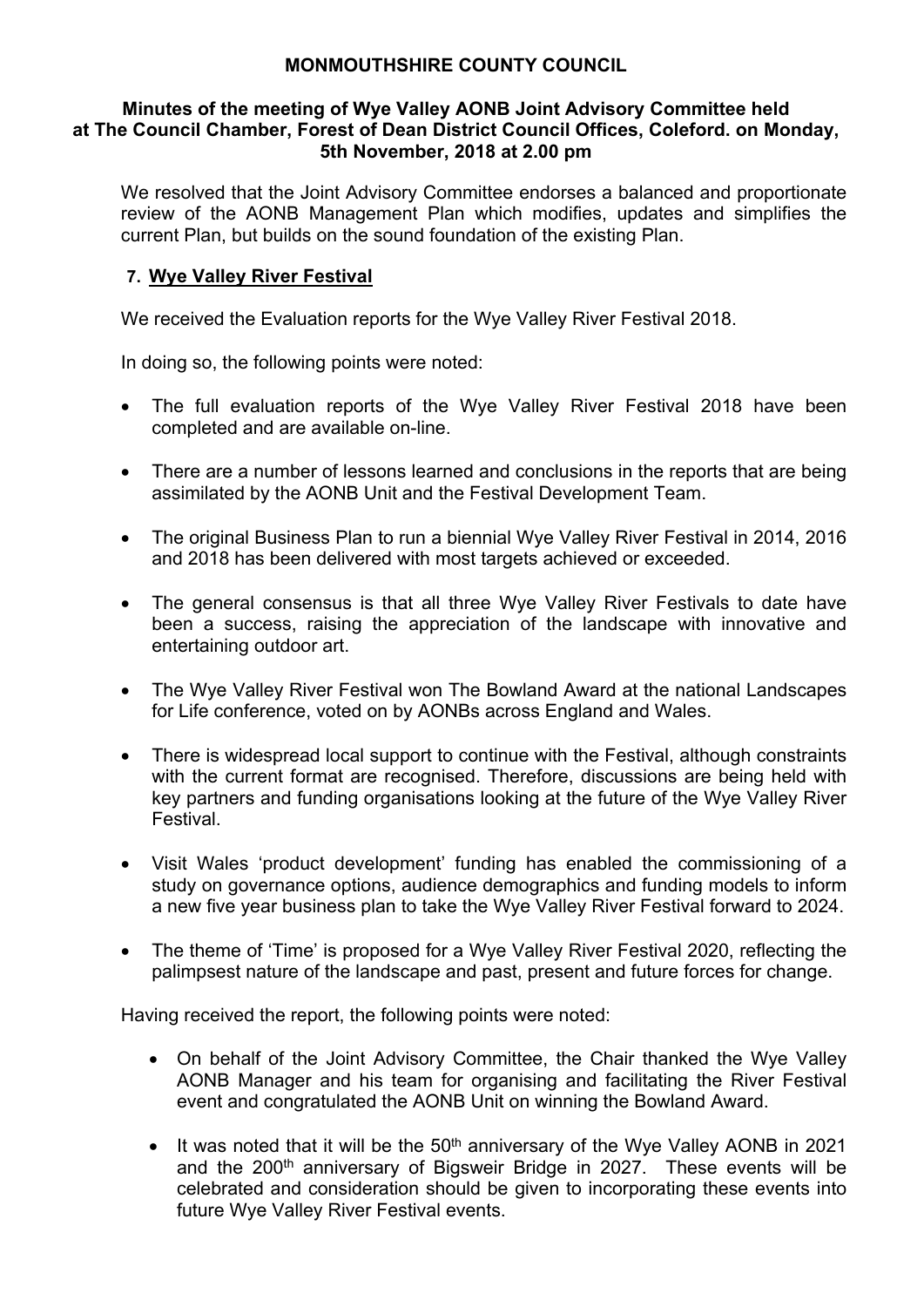**MONMOUTHSHIRE COUNTY COUNCIL**

**Minutes of the meeting of Wye Valley AONB Joint Advisory Committee held at The Council Chamber, Forest of Dean District Council Offices, Coleford. on Monday, 5th November, 2018 at 2.00 pm**

We resolved that the Joint Advisory Committee endorses a balanced and proportionate review of the AONB Management Plan which modifies, updates and simplifies the current Plan, but builds on the sound foundation of the existing Plan.

## 7. Wye Valley River Festival

We received the Evaluation reports for the Wye Valley River Festival 2018.

In doing so, the following points were noted:

- The full evaluation reports of the Wye Valley River Festival 2018 have been completed and are available on-line.
- There are a number of lessons learned and conclusions in the reports that are being assimilated by the AONB Unit and the Festival Development Team.
- The original Business Plan to run a biennial Wye Valley River Festival in 2014, 2016 and 2018 has been delivered with most targets achieved or exceeded.
- The general consensus is that all three Wye Valley River Festivals to date have been a success, raising the appreciation of the landscape with innovative and entertaining outdoor art.
- The Wye Valley River Festival won The Bowland Award at the national Landscapes for Life conference, voted on by AONBs across England and Wales.
- There is widespread local support to continue with the Festival, although constraints with the current format are recognised. Therefore, discussions are being held with key partners and funding organisations looking at the future of the Wye Valley River Festival.
- Visit Wales 'product development' funding has enabled the commissioning of a study on governance options, audience demographics and funding models to inform a new five year business plan to take the Wye Valley River Festival forward to 2024.
- The theme of 'Time' is proposed for a Wye Valley River Festival 2020, reflecting the palimpsest nature of the landscape and past, present and future forces for change.

Having received the report, the following points were noted:

- On behalf of the Joint Advisory Committee, the Chair thanked the Wye Valley AONB Manager and his team for organising and facilitating the River Festival event and congratulated the AONB Unit on winning the Bowland Award.
- It was noted that it will be the 50th anniversary of the Wye Valley AONB in 2021 and the 200th anniversary of Bigsweir Bridge in 2027. These events will be celebrated and consideration should be given to incorporating these events into future Wye Valley River Festival events.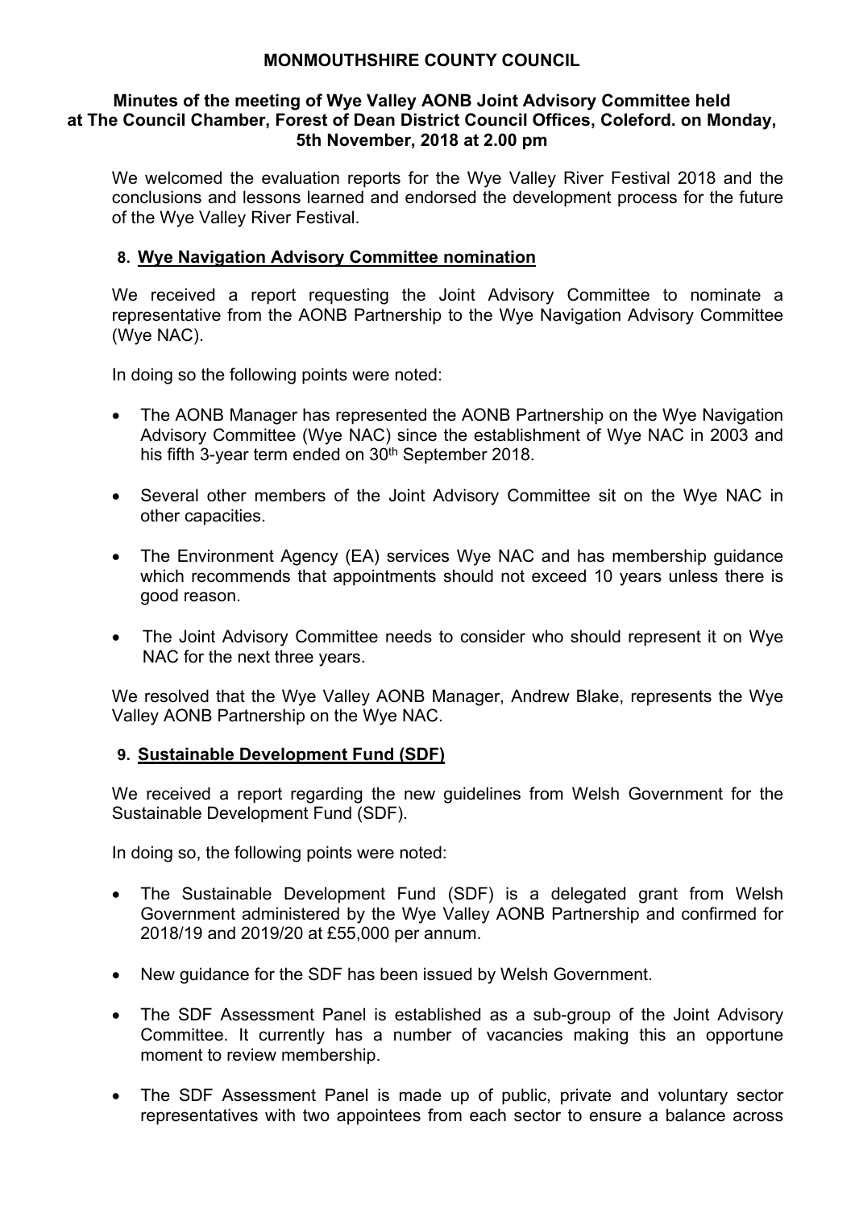**MONMOUTHSHIRE COUNTY COUNCIL**

**Minutes of the meeting of Wye Valley AONB Joint Advisory Committee held at The Council Chamber, Forest of Dean District Council Offices, Coleford. on Monday, 5th November, 2018 at 2.00 pm**

We welcomed the evaluation reports for the Wye Valley River Festival 2018 and the conclusions and lessons learned and endorsed the development process for the future of the Wye Valley River Festival.

## 8. Wye Navigation Advisory Committee nomination

We received a report requesting the Joint Advisory Committee to nominate a representative from the AONB Partnership to the Wye Navigation Advisory Committee (Wye NAC).

In doing so the following points were noted:

- The AONB Manager has represented the AONB Partnership on the Wye Navigation Advisory Committee (Wye NAC) since the establishment of Wye NAC in 2003 and his fifth 3-year term ended on 30th September 2018.
- Several other members of the Joint Advisory Committee sit on the Wye NAC in other capacities.
- The Environment Agency (EA) services Wye NAC and has membership guidance which recommends that appointments should not exceed 10 years unless there is good reason.
- The Joint Advisory Committee needs to consider who should represent it on Wye NAC for the next three years.

We resolved that the Wye Valley AONB Manager, Andrew Blake, represents the Wye Valley AONB Partnership on the Wye NAC.

## 9. Sustainable Development Fund (SDF)

We received a report regarding the new guidelines from Welsh Government for the Sustainable Development Fund (SDF).

In doing so, the following points were noted:

- The Sustainable Development Fund (SDF) is a delegated grant from Welsh Government administered by the Wye Valley AONB Partnership and confirmed for 2018/19 and 2019/20 at £55,000 per annum.
- New guidance for the SDF has been issued by Welsh Government.
- The SDF Assessment Panel is established as a sub-group of the Joint Advisory Committee. It currently has a number of vacancies making this an opportune moment to review membership.
- The SDF Assessment Panel is made up of public, private and voluntary sector representatives with two appointees from each sector to ensure a balance across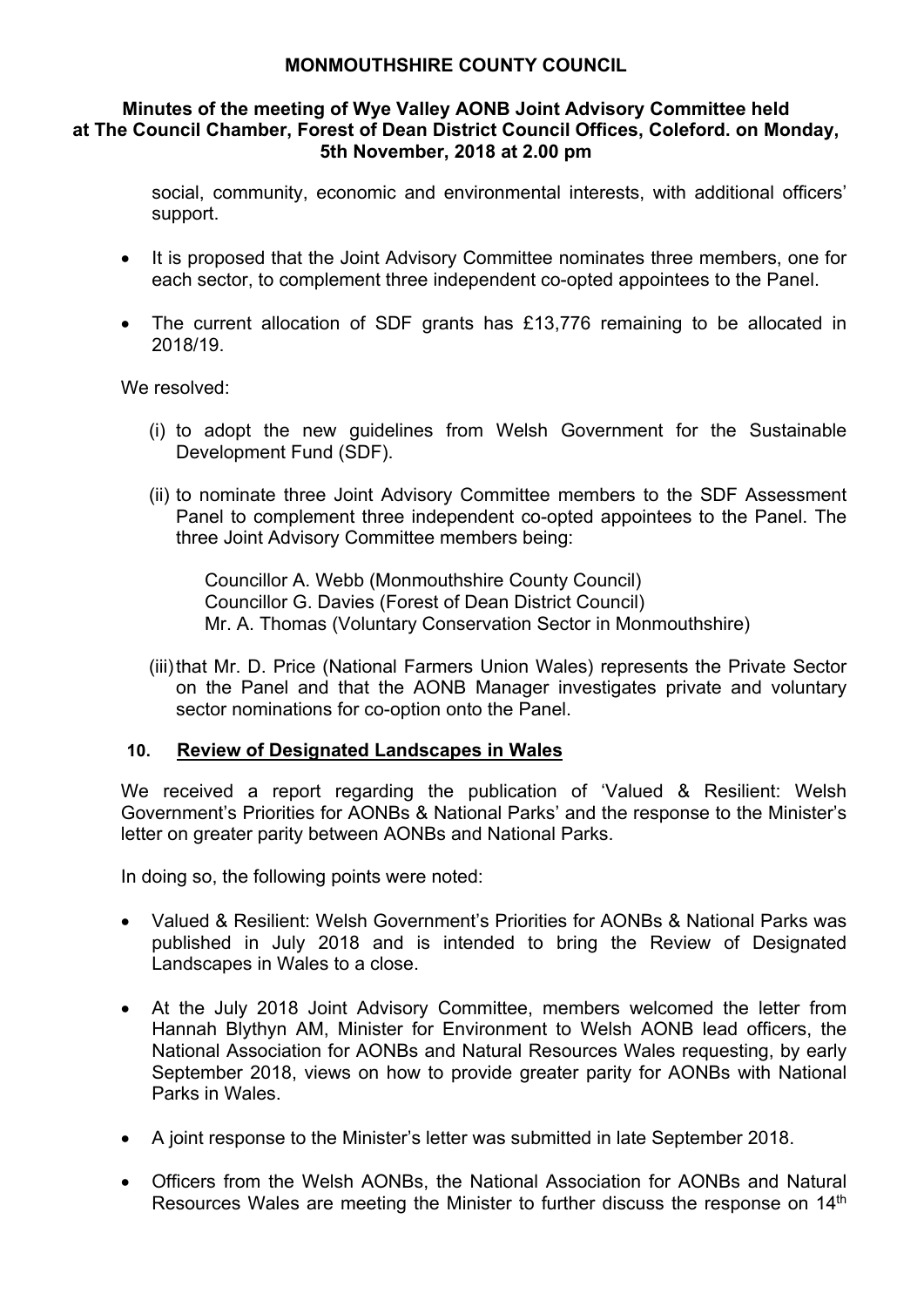# MONMOUTHSHIRE COUNTY COUNCIL

**Minutes of the meeting of Wye Valley AONB Joint Advisory Committee held at The Council Chamber, Forest of Dean District Council Offices, Coleford. on Monday, 5th November, 2018 at 2.00 pm**

social, community, economic and environmental interests, with additional officers' support.

- It is proposed that the Joint Advisory Committee nominates three members, one for each sector, to complement three independent co-opted appointees to the Panel.
- The current allocation of SDF grants has £13,776 remaining to be allocated in 2018/19.

We resolved:

(i) to adopt the new guidelines from Welsh Government for the Sustainable Development Fund (SDF).

(ii) to nominate three Joint Advisory Committee members to the SDF Assessment Panel to complement three independent co-opted appointees to the Panel. The three Joint Advisory Committee members being:

Councillor A. Webb (Monmouthshire County Council)
Councillor G. Davies (Forest of Dean District Council)
Mr. A. Thomas (Voluntary Conservation Sector in Monmouthshire)

(iii) that Mr. D. Price (National Farmers Union Wales) represents the Private Sector on the Panel and that the AONB Manager investigates private and voluntary sector nominations for co-option onto the Panel.

## 10. Review of Designated Landscapes in Wales

We received a report regarding the publication of 'Valued & Resilient: Welsh Government's Priorities for AONBs & National Parks' and the response to the Minister's letter on greater parity between AONBs and National Parks.

In doing so, the following points were noted:

- Valued & Resilient: Welsh Government's Priorities for AONBs & National Parks was published in July 2018 and is intended to bring the Review of Designated Landscapes in Wales to a close.
- At the July 2018 Joint Advisory Committee, members welcomed the letter from Hannah Blythyn AM, Minister for Environment to Welsh AONB lead officers, the National Association for AONBs and Natural Resources Wales requesting, by early September 2018, views on how to provide greater parity for AONBs with National Parks in Wales.
- A joint response to the Minister's letter was submitted in late September 2018.
- Officers from the Welsh AONBs, the National Association for AONBs and Natural Resources Wales are meeting the Minister to further discuss the response on 14th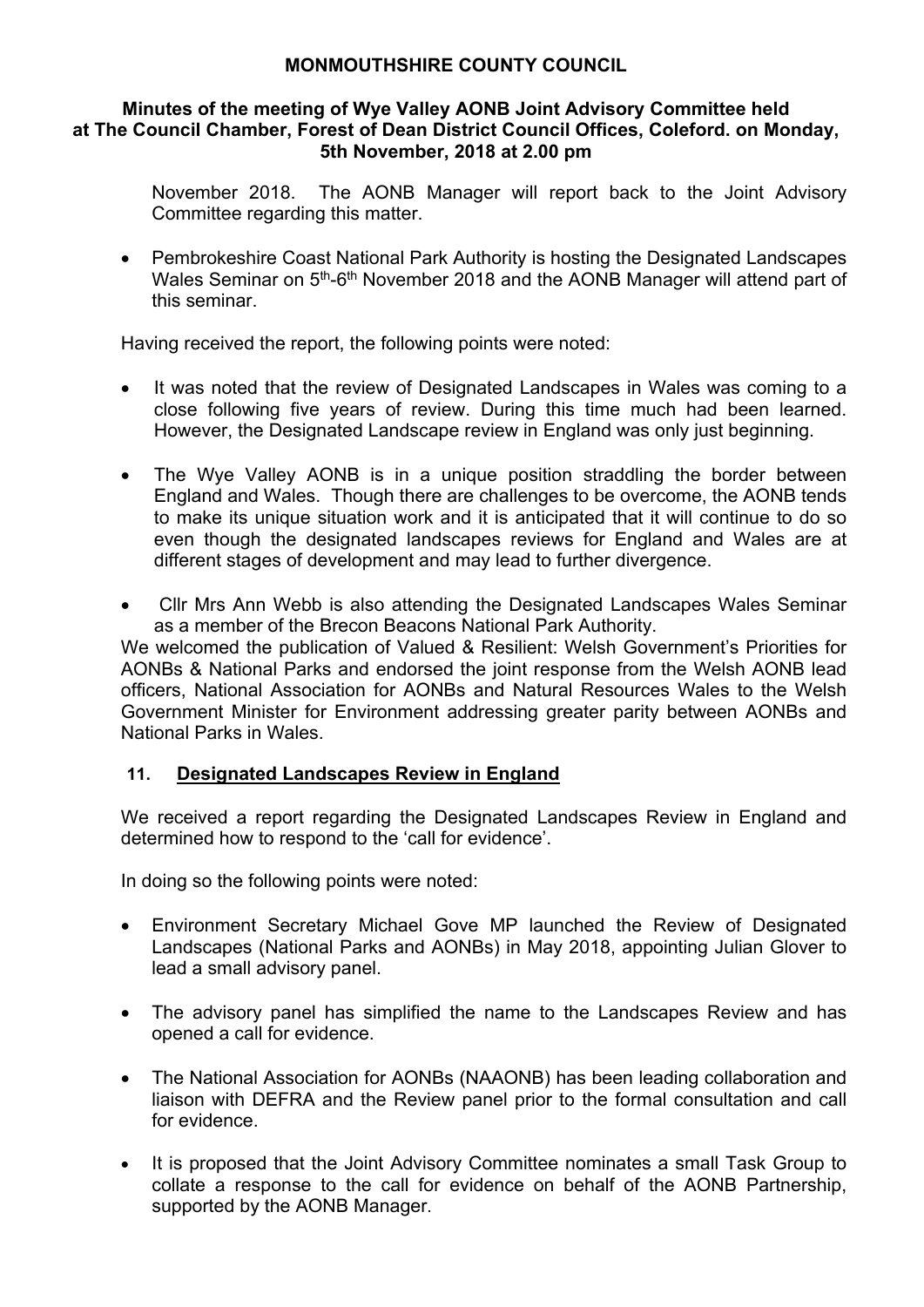**MONMOUTHSHIRE COUNTY COUNCIL**

**Minutes of the meeting of Wye Valley AONB Joint Advisory Committee held at The Council Chamber, Forest of Dean District Council Offices, Coleford. on Monday, 5th November, 2018 at 2.00 pm**

November 2018. The AONB Manager will report back to the Joint Advisory Committee regarding this matter.

- Pembrokeshire Coast National Park Authority is hosting the Designated Landscapes Wales Seminar on 5th-6th November 2018 and the AONB Manager will attend part of this seminar.

Having received the report, the following points were noted:

- It was noted that the review of Designated Landscapes in Wales was coming to a close following five years of review. During this time much had been learned. However, the Designated Landscape review in England was only just beginning.

- The Wye Valley AONB is in a unique position straddling the border between England and Wales. Though there are challenges to be overcome, the AONB tends to make its unique situation work and it is anticipated that it will continue to do so even though the designated landscapes reviews for England and Wales are at different stages of development and may lead to further divergence.

- Cllr Mrs Ann Webb is also attending the Designated Landscapes Wales Seminar as a member of the Brecon Beacons National Park Authority.

We welcomed the publication of Valued & Resilient: Welsh Government's Priorities for AONBs & National Parks and endorsed the joint response from the Welsh AONB lead officers, National Association for AONBs and Natural Resources Wales to the Welsh Government Minister for Environment addressing greater parity between AONBs and National Parks in Wales.

## 11. Designated Landscapes Review in England

We received a report regarding the Designated Landscapes Review in England and determined how to respond to the 'call for evidence'.

In doing so the following points were noted:

- Environment Secretary Michael Gove MP launched the Review of Designated Landscapes (National Parks and AONBs) in May 2018, appointing Julian Glover to lead a small advisory panel.

- The advisory panel has simplified the name to the Landscapes Review and has opened a call for evidence.

- The National Association for AONBs (NAAONB) has been leading collaboration and liaison with DEFRA and the Review panel prior to the formal consultation and call for evidence.

- It is proposed that the Joint Advisory Committee nominates a small Task Group to collate a response to the call for evidence on behalf of the AONB Partnership, supported by the AONB Manager.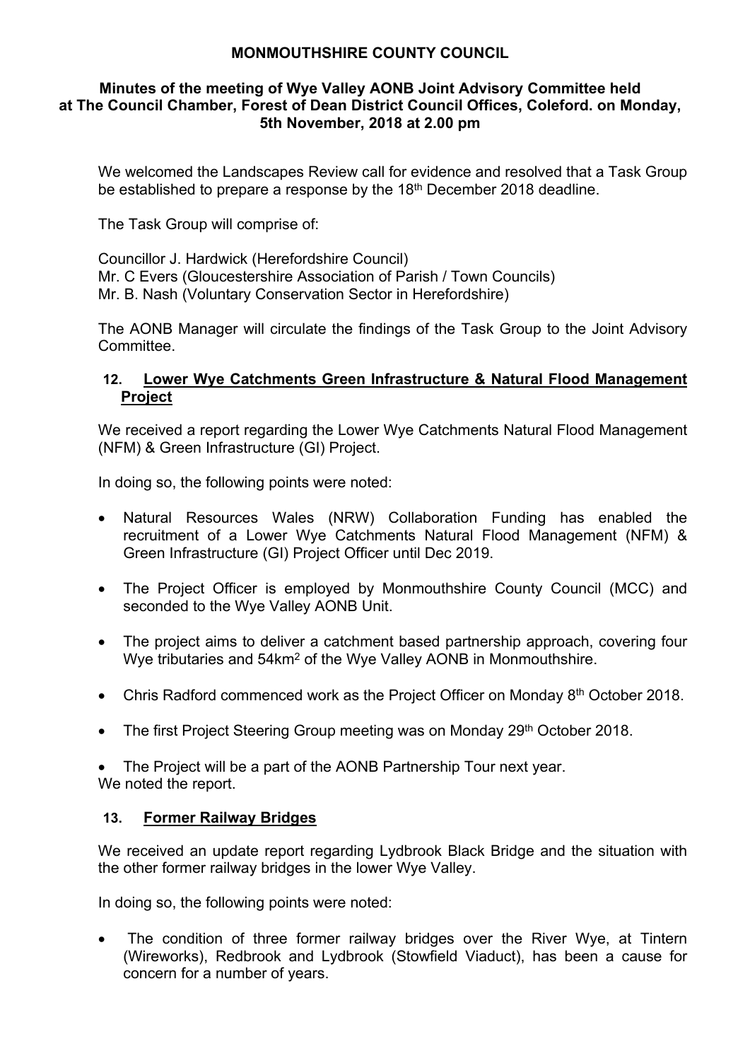**MONMOUTHSHIRE COUNTY COUNCIL**

**Minutes of the meeting of Wye Valley AONB Joint Advisory Committee held at The Council Chamber, Forest of Dean District Council Offices, Coleford. on Monday, 5th November, 2018 at 2.00 pm**

We welcomed the Landscapes Review call for evidence and resolved that a Task Group be established to prepare a response by the 18th December 2018 deadline.

The Task Group will comprise of:

Councillor J. Hardwick (Herefordshire Council)
Mr. C Evers (Gloucestershire Association of Parish / Town Councils)
Mr. B. Nash (Voluntary Conservation Sector in Herefordshire)

The AONB Manager will circulate the findings of the Task Group to the Joint Advisory Committee.

## 12. Lower Wye Catchments Green Infrastructure & Natural Flood Management Project

We received a report regarding the Lower Wye Catchments Natural Flood Management (NFM) & Green Infrastructure (GI) Project.

In doing so, the following points were noted:

- Natural Resources Wales (NRW) Collaboration Funding has enabled the recruitment of a Lower Wye Catchments Natural Flood Management (NFM) & Green Infrastructure (GI) Project Officer until Dec 2019.
- The Project Officer is employed by Monmouthshire County Council (MCC) and seconded to the Wye Valley AONB Unit.
- The project aims to deliver a catchment based partnership approach, covering four Wye tributaries and 54km$^2$ of the Wye Valley AONB in Monmouthshire.
- Chris Radford commenced work as the Project Officer on Monday 8th October 2018.
- The first Project Steering Group meeting was on Monday 29th October 2018.
- The Project will be a part of the AONB Partnership Tour next year.

We noted the report.

## 13. Former Railway Bridges

We received an update report regarding Lydbrook Black Bridge and the situation with the other former railway bridges in the lower Wye Valley.

In doing so, the following points were noted:

- The condition of three former railway bridges over the River Wye, at Tintern (Wireworks), Redbrook and Lydbrook (Stowfield Viaduct), has been a cause for concern for a number of years.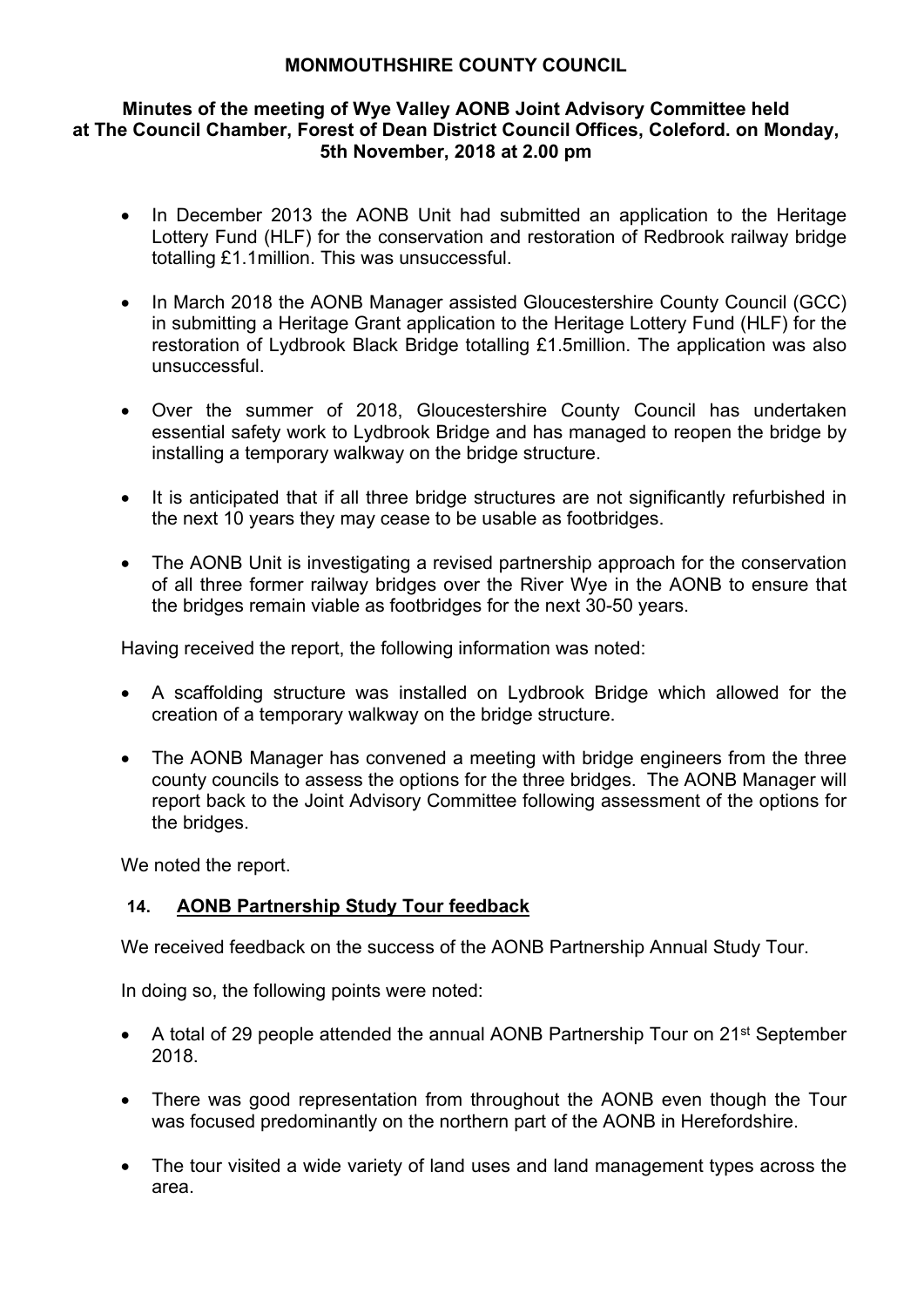**MONMOUTHSHIRE COUNTY COUNCIL**

**Minutes of the meeting of Wye Valley AONB Joint Advisory Committee held at The Council Chamber, Forest of Dean District Council Offices, Coleford. on Monday, 5th November, 2018 at 2.00 pm**

- In December 2013 the AONB Unit had submitted an application to the Heritage Lottery Fund (HLF) for the conservation and restoration of Redbrook railway bridge totalling £1.1million. This was unsuccessful.
- In March 2018 the AONB Manager assisted Gloucestershire County Council (GCC) in submitting a Heritage Grant application to the Heritage Lottery Fund (HLF) for the restoration of Lydbrook Black Bridge totalling £1.5million. The application was also unsuccessful.
- Over the summer of 2018, Gloucestershire County Council has undertaken essential safety work to Lydbrook Bridge and has managed to reopen the bridge by installing a temporary walkway on the bridge structure.
- It is anticipated that if all three bridge structures are not significantly refurbished in the next 10 years they may cease to be usable as footbridges.
- The AONB Unit is investigating a revised partnership approach for the conservation of all three former railway bridges over the River Wye in the AONB to ensure that the bridges remain viable as footbridges for the next 30-50 years.

Having received the report, the following information was noted:

- A scaffolding structure was installed on Lydbrook Bridge which allowed for the creation of a temporary walkway on the bridge structure.
- The AONB Manager has convened a meeting with bridge engineers from the three county councils to assess the options for the three bridges. The AONB Manager will report back to the Joint Advisory Committee following assessment of the options for the bridges.

We noted the report.

## 14. AONB Partnership Study Tour feedback

We received feedback on the success of the AONB Partnership Annual Study Tour.

In doing so, the following points were noted:

- A total of 29 people attended the annual AONB Partnership Tour on 21st September 2018.
- There was good representation from throughout the AONB even though the Tour was focused predominantly on the northern part of the AONB in Herefordshire.
- The tour visited a wide variety of land uses and land management types across the area.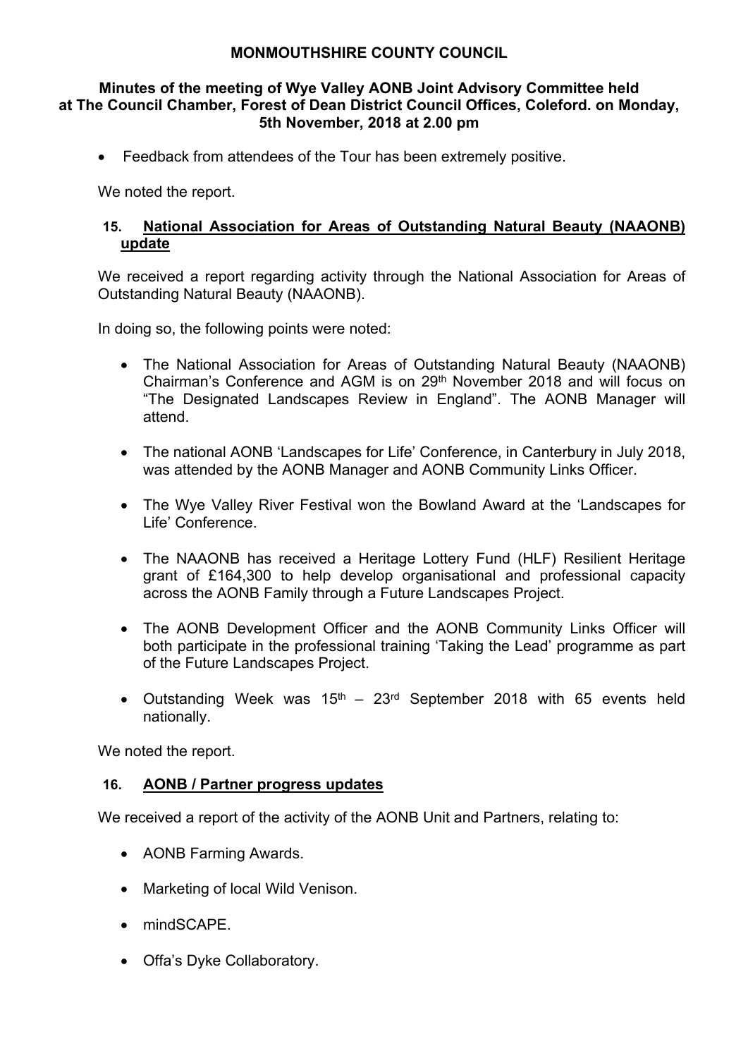**MONMOUTHSHIRE COUNTY COUNCIL**

**Minutes of the meeting of Wye Valley AONB Joint Advisory Committee held at The Council Chamber, Forest of Dean District Council Offices, Coleford. on Monday, 5th November, 2018 at 2.00 pm**

- Feedback from attendees of the Tour has been extremely positive.

We noted the report.

## 15. National Association for Areas of Outstanding Natural Beauty (NAAONB) update

We received a report regarding activity through the National Association for Areas of Outstanding Natural Beauty (NAAONB).

In doing so, the following points were noted:

- The National Association for Areas of Outstanding Natural Beauty (NAAONB) Chairman's Conference and AGM is on 29th November 2018 and will focus on "The Designated Landscapes Review in England". The AONB Manager will attend.
- The national AONB 'Landscapes for Life' Conference, in Canterbury in July 2018, was attended by the AONB Manager and AONB Community Links Officer.
- The Wye Valley River Festival won the Bowland Award at the 'Landscapes for Life' Conference.
- The NAAONB has received a Heritage Lottery Fund (HLF) Resilient Heritage grant of £164,300 to help develop organisational and professional capacity across the AONB Family through a Future Landscapes Project.
- The AONB Development Officer and the AONB Community Links Officer will both participate in the professional training 'Taking the Lead' programme as part of the Future Landscapes Project.
- Outstanding Week was 15th – 23rd September 2018 with 65 events held nationally.

We noted the report.

## 16. AONB / Partner progress updates

We received a report of the activity of the AONB Unit and Partners, relating to:

- AONB Farming Awards.
- Marketing of local Wild Venison.
- mindSCAPE.
- Offa's Dyke Collaboratory.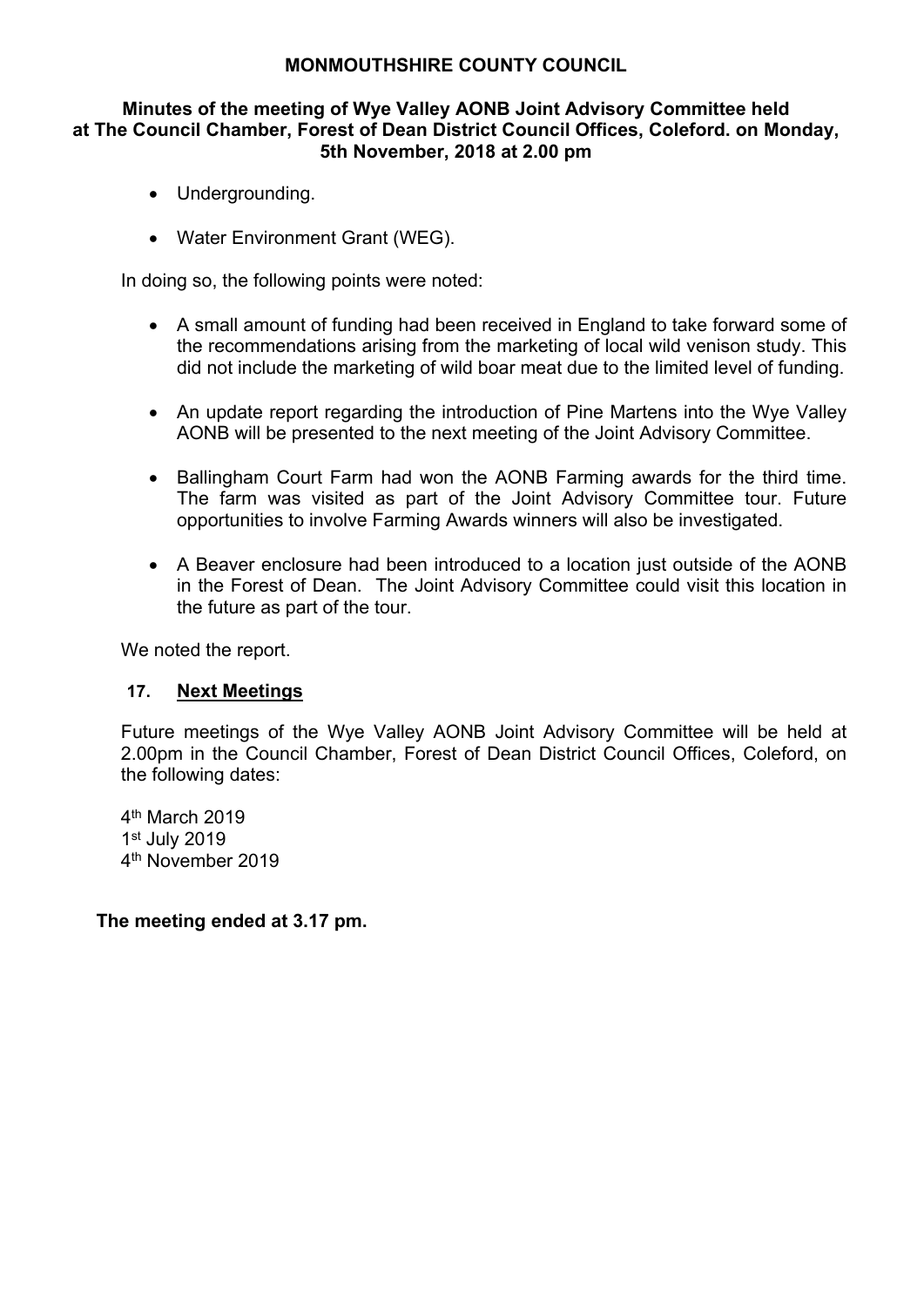**MONMOUTHSHIRE COUNTY COUNCIL**

**Minutes of the meeting of Wye Valley AONB Joint Advisory Committee held at The Council Chamber, Forest of Dean District Council Offices, Coleford. on Monday, 5th November, 2018 at 2.00 pm**

- Undergrounding.
- Water Environment Grant (WEG).

In doing so, the following points were noted:

- A small amount of funding had been received in England to take forward some of the recommendations arising from the marketing of local wild venison study. This did not include the marketing of wild boar meat due to the limited level of funding.
- An update report regarding the introduction of Pine Martens into the Wye Valley AONB will be presented to the next meeting of the Joint Advisory Committee.
- Ballingham Court Farm had won the AONB Farming awards for the third time. The farm was visited as part of the Joint Advisory Committee tour. Future opportunities to involve Farming Awards winners will also be investigated.
- A Beaver enclosure had been introduced to a location just outside of the AONB in the Forest of Dean. The Joint Advisory Committee could visit this location in the future as part of the tour.

We noted the report.

## 17. Next Meetings

Future meetings of the Wye Valley AONB Joint Advisory Committee will be held at 2.00pm in the Council Chamber, Forest of Dean District Council Offices, Coleford, on the following dates:

4th March 2019
1st July 2019
4th November 2019

**The meeting ended at 3.17 pm.**